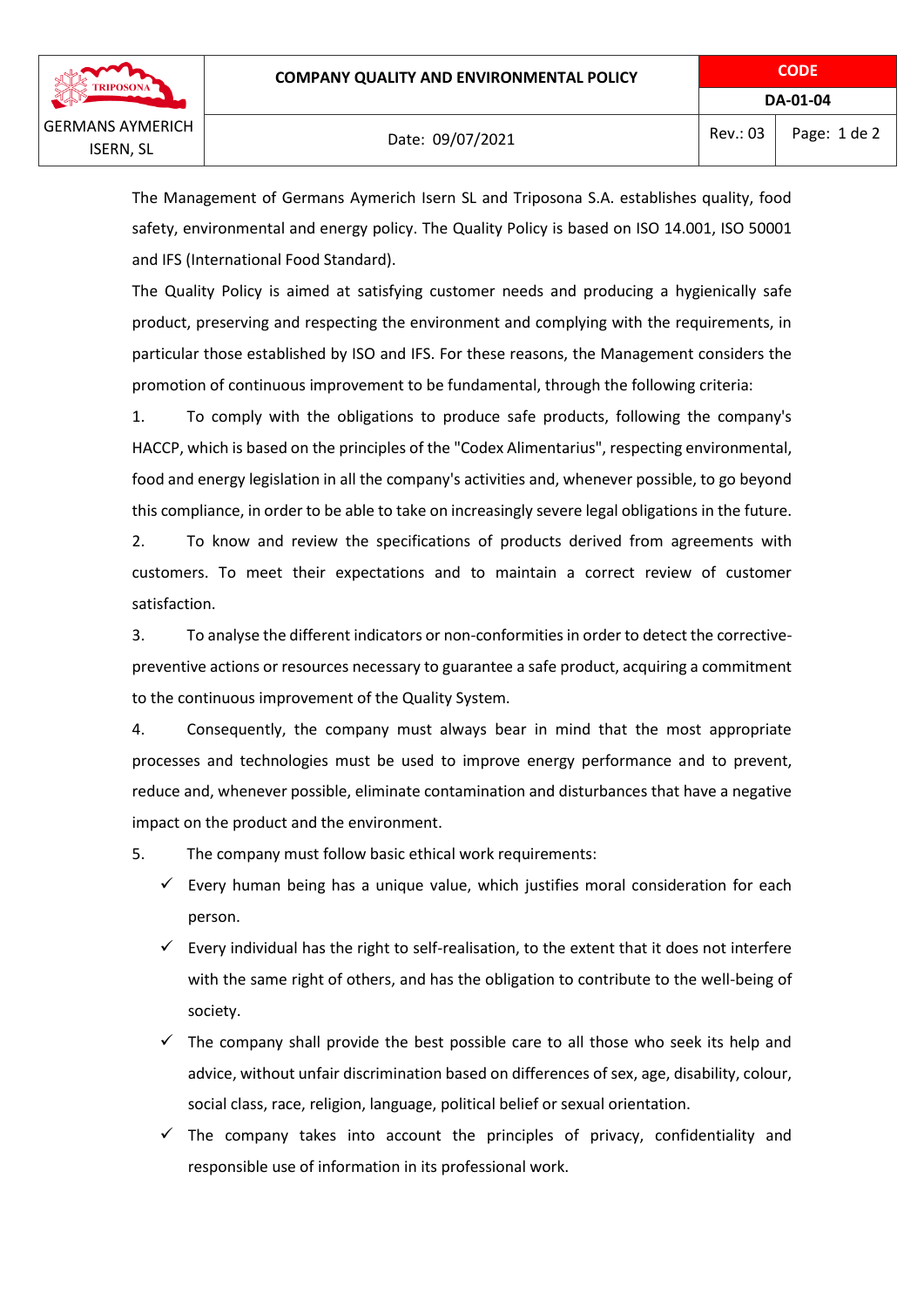The Management of Germans Aymerich Isern SL and Triposona S.A. establishes quality, food safety, environmental and energy policy. The Quality Policy is based on ISO 14.001, ISO 50001 and IFS (International Food Standard).

The Quality Policy is aimed at satisfying customer needs and producing a hygienically safe product, preserving and respecting the environment and complying with the requirements, in particular those established by ISO and IFS. For these reasons, the Management considers the promotion of continuous improvement to be fundamental, through the following criteria:

1. To comply with the obligations to produce safe products, following the company's HACCP, which is based on the principles of the "Codex Alimentarius", respecting environmental, food and energy legislation in all the company's activities and, whenever possible, to go beyond this compliance, in order to be able to take on increasingly severe legal obligations in the future.
2. To know and review the specifications of products derived from agreements with customers. To meet their expectations and to maintain a correct review of customer satisfaction.
3. To analyse the different indicators or non-conformities in order to detect the corrective-preventive actions or resources necessary to guarantee a safe product, acquiring a commitment to the continuous improvement of the Quality System.
4. Consequently, the company must always bear in mind that the most appropriate processes and technologies must be used to improve energy performance and to prevent, reduce and, whenever possible, eliminate contamination and disturbances that have a negative impact on the product and the environment.
5. The company must follow basic ethical work requirements:
   - ✓ Every human being has a unique value, which justifies moral consideration for each person.
   - ✓ Every individual has the right to self-realisation, to the extent that it does not interfere with the same right of others, and has the obligation to contribute to the well-being of society.
   - ✓ The company shall provide the best possible care to all those who seek its help and advice, without unfair discrimination based on differences of sex, age, disability, colour, social class, race, religion, language, political belief or sexual orientation.
   - ✓ The company takes into account the principles of privacy, confidentiality and responsible use of information in its professional work.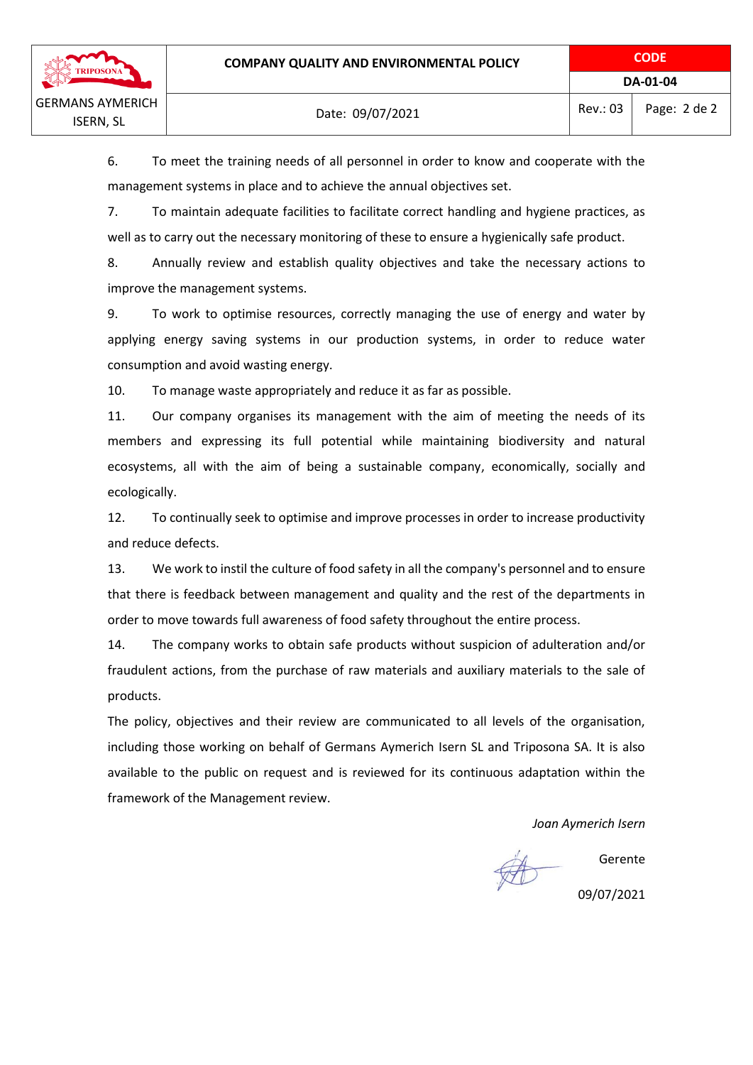6. To meet the training needs of all personnel in order to know and cooperate with the management systems in place and to achieve the annual objectives set.

7. To maintain adequate facilities to facilitate correct handling and hygiene practices, as well as to carry out the necessary monitoring of these to ensure a hygienically safe product.

8. Annually review and establish quality objectives and take the necessary actions to improve the management systems.

9. To work to optimise resources, correctly managing the use of energy and water by applying energy saving systems in our production systems, in order to reduce water consumption and avoid wasting energy.

10. To manage waste appropriately and reduce it as far as possible.

11. Our company organises its management with the aim of meeting the needs of its members and expressing its full potential while maintaining biodiversity and natural ecosystems, all with the aim of being a sustainable company, economically, socially and ecologically.

12. To continually seek to optimise and improve processes in order to increase productivity and reduce defects.

13. We work to instil the culture of food safety in all the company's personnel and to ensure that there is feedback between management and quality and the rest of the departments in order to move towards full awareness of food safety throughout the entire process.

14. The company works to obtain safe products without suspicion of adulteration and/or fraudulent actions, from the purchase of raw materials and auxiliary materials to the sale of products.

The policy, objectives and their review are communicated to all levels of the organisation, including those working on behalf of Germans Aymerich Isern SL and Triposona SA. It is also available to the public on request and is reviewed for its continuous adaptation within the framework of the Management review.

*Joan Aymerich Isern*

Gerente

09/07/2021